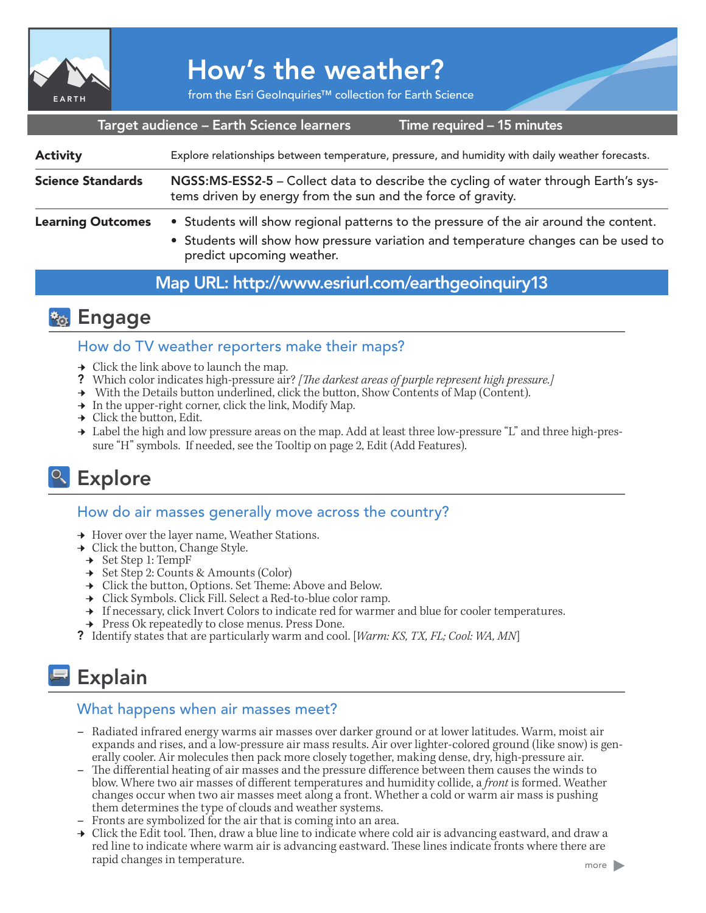# How's the weather?

from the Esri GeoInquiries™ collection for Earth Science

**Target audience – Earth Science learners** | **Time required – 15 minutes**

| | |
|---|---|
| **Activity** | Explore relationships between temperature, pressure, and humidity with daily weather forecasts. |
| **Science Standards** | NGSS:MS-ESS2-5 – Collect data to describe the cycling of water through Earth's systems driven by energy from the sun and the force of gravity. |
| **Learning Outcomes** | • Students will show regional patterns to the pressure of the air around the content.<br>• Students will show how pressure variation and temperature changes can be used to predict upcoming weather. |

**Map URL: http://www.esriurl.com/earthgeoinquiry13**

## Engage

### How do TV weather reporters make their maps?

→ Click the link above to launch the map.

? Which color indicates high-pressure air? *[The darkest areas of purple represent high pressure.]*

→ With the Details button underlined, click the button, Show Contents of Map (Content).

→ In the upper-right corner, click the link, Modify Map.

→ Click the button, Edit.

→ Label the high and low pressure areas on the map. Add at least three low-pressure "L" and three high-pressure "H" symbols. If needed, see the Tooltip on page 2, Edit (Add Features).

## Explore

### How do air masses generally move across the country?

→ Hover over the layer name, Weather Stations.

→ Click the button, Change Style.

- → Set Step 1: TempF
- → Set Step 2: Counts & Amounts (Color)
- → Click the button, Options. Set Theme: Above and Below.
- → Click Symbols. Click Fill. Select a Red-to-blue color ramp.
- → If necessary, click Invert Colors to indicate red for warmer and blue for cooler temperatures.
- → Press Ok repeatedly to close menus. Press Done.

? Identify states that are particularly warm and cool. [*Warm: KS, TX, FL; Cool: WA, MN*]

## Explain

### What happens when air masses meet?

– Radiated infrared energy warms air masses over darker ground or at lower latitudes. Warm, moist air expands and rises, and a low-pressure air mass results. Air over lighter-colored ground (like snow) is generally cooler. Air molecules then pack more closely together, making dense, dry, high-pressure air.

– The differential heating of air masses and the pressure difference between them causes the winds to blow. Where two air masses of different temperatures and humidity collide, a *front* is formed. Weather changes occur when two air masses meet along a front. Whether a cold or warm air mass is pushing them determines the type of clouds and weather systems.

– Fronts are symbolized for the air that is coming into an area.

→ Click the Edit tool. Then, draw a blue line to indicate where cold air is advancing eastward, and draw a red line to indicate where warm air is advancing eastward. These lines indicate fronts where there are rapid changes in temperature.

more ▶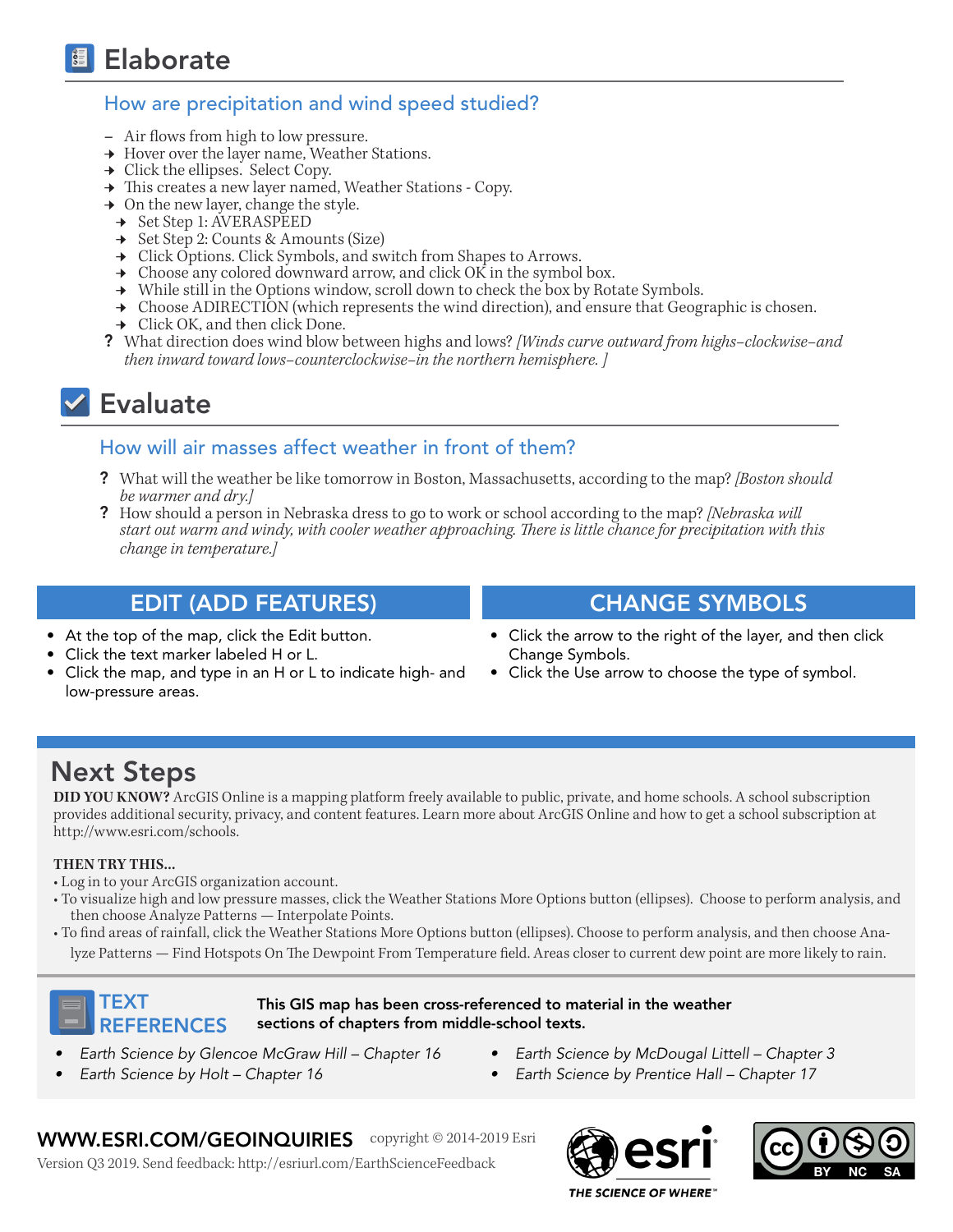## Elaborate

### How are precipitation and wind speed studied?

- – Air flows from high to low pressure.
- → Hover over the layer name, Weather Stations.
- → Click the ellipses. Select Copy.
- → This creates a new layer named, Weather Stations - Copy.
- → On the new layer, change the style.
  - → Set Step 1: AVERASPEED
  - → Set Step 2: Counts & Amounts (Size)
  - → Click Options. Click Symbols, and switch from Shapes to Arrows.
  - → Choose any colored downward arrow, and click OK in the symbol box.
  - → While still in the Options window, scroll down to check the box by Rotate Symbols.
  - → Choose ADIRECTION (which represents the wind direction), and ensure that Geographic is chosen.
  - → Click OK, and then click Done.
- ? What direction does wind blow between highs and lows? *[Winds curve outward from highs–clockwise–and then inward toward lows–counterclockwise–in the northern hemisphere. ]*

## Evaluate

### How will air masses affect weather in front of them?

- ? What will the weather be like tomorrow in Boston, Massachusetts, according to the map? *[Boston should be warmer and dry.]*
- ? How should a person in Nebraska dress to go to work or school according to the map? *[Nebraska will start out warm and windy, with cooler weather approaching. There is little chance for precipitation with this change in temperature.]*

### EDIT (ADD FEATURES)

- At the top of the map, click the Edit button.
- Click the text marker labeled H or L.
- Click the map, and type in an H or L to indicate high- and low-pressure areas.

### CHANGE SYMBOLS

- Click the arrow to the right of the layer, and then click Change Symbols.
- Click the Use arrow to choose the type of symbol.

## Next Steps

**DID YOU KNOW?** ArcGIS Online is a mapping platform freely available to public, private, and home schools. A school subscription provides additional security, privacy, and content features. Learn more about ArcGIS Online and how to get a school subscription at http://www.esri.com/schools.

**THEN TRY THIS...**

- Log in to your ArcGIS organization account.
- To visualize high and low pressure masses, click the Weather Stations More Options button (ellipses). Choose to perform analysis, and then choose Analyze Patterns — Interpolate Points.
- To find areas of rainfall, click the Weather Stations More Options button (ellipses). Choose to perform analysis, and then choose Analyze Patterns — Find Hotspots On The Dewpoint From Temperature field. Areas closer to current dew point are more likely to rain.

### TEXT REFERENCES

**This GIS map has been cross-referenced to material in the weather sections of chapters from middle-school texts.**

- *Earth Science by Glencoe McGraw Hill – Chapter 16*
- *Earth Science by Holt – Chapter 16*
- *Earth Science by McDougal Littell – Chapter 3*
- *Earth Science by Prentice Hall – Chapter 17*

**WWW.ESRI.COM/GEOINQUIRIES** copyright © 2014-2019 Esri

Version Q3 2019. Send feedback: http://esriurl.com/EarthScienceFeedback

esri THE SCIENCE OF WHERE™

CC BY NC SA